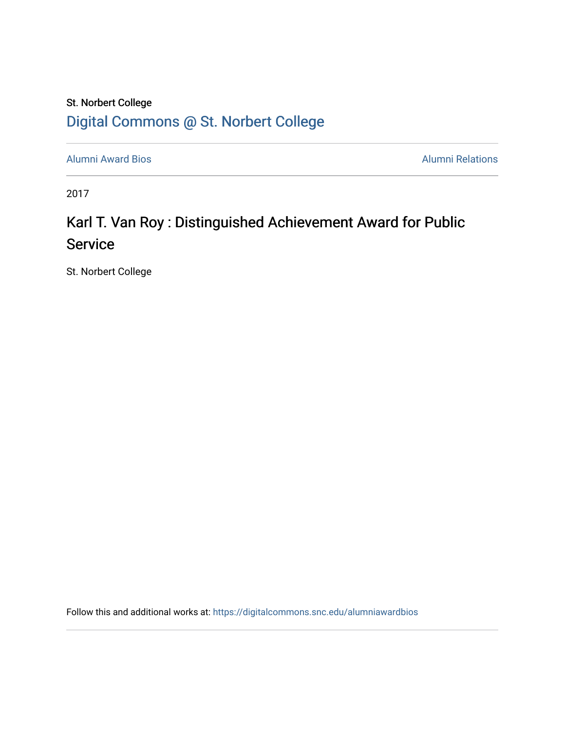St. Norbert College

[Digital Commons @ St. Norbert College](https://digitalcommons.snc.edu)

Alumni Award Bios | Alumni Relations

2017

# Karl T. Van Roy : Distinguished Achievement Award for Public Service

St. Norbert College

Follow this and additional works at: https://digitalcommons.snc.edu/alumniawardbios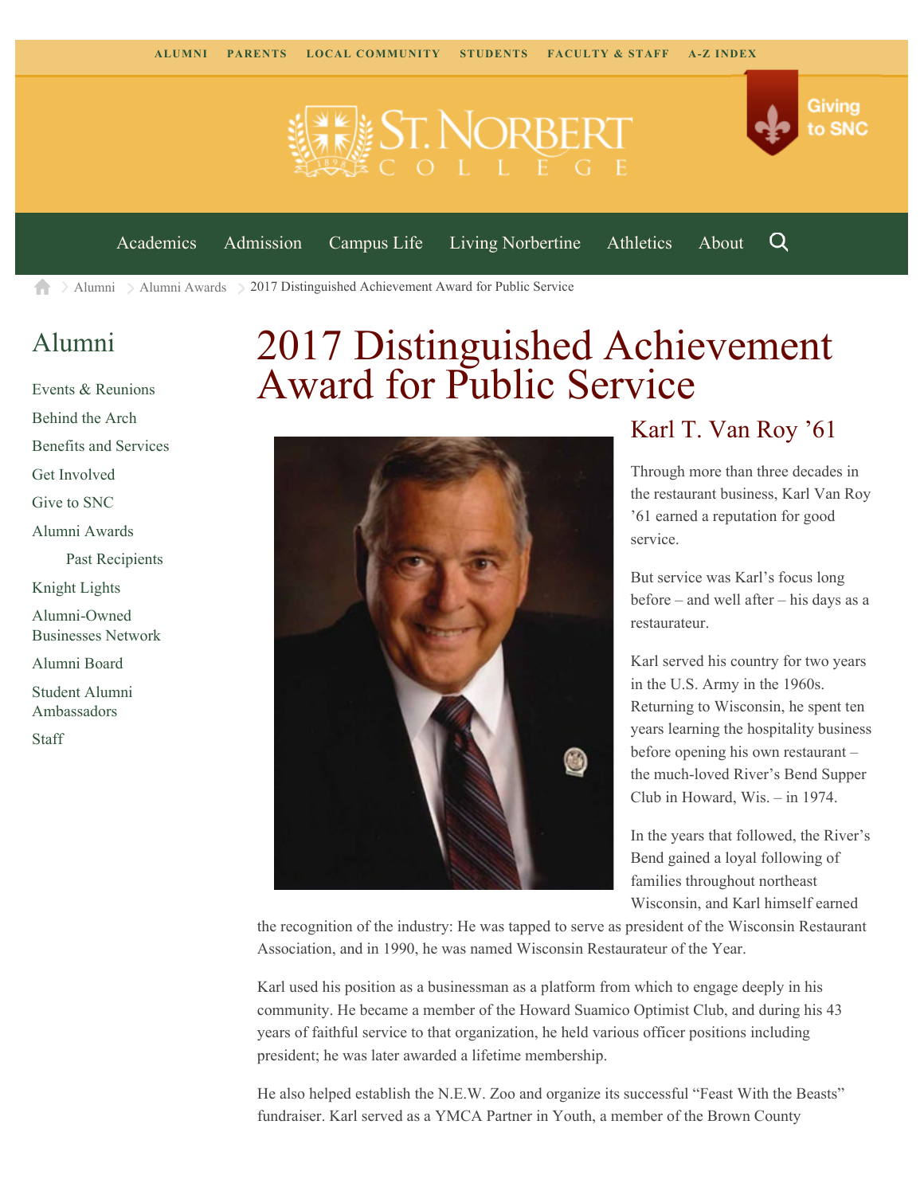ALUMNI PARENTS LOCAL COMMUNITY STUDENTS FACULTY & STAFF A-Z INDEX

Giving to SNC

Academics Admission Campus Life Living Norbertine Athletics About

Alumni > Alumni Awards > 2017 Distinguished Achievement Award for Public Service

## Alumni

- Events & Reunions
- Behind the Arch
- Benefits and Services
- Get Involved
- Give to SNC
- Alumni Awards
  - Past Recipients
- Knight Lights
- Alumni-Owned Businesses Network
- Alumni Board
- Student Alumni Ambassadors
- Staff

# 2017 Distinguished Achievement Award for Public Service

## Karl T. Van Roy '61

Through more than three decades in the restaurant business, Karl Van Roy '61 earned a reputation for good service.

But service was Karl's focus long before – and well after – his days as a restaurateur.

Karl served his country for two years in the U.S. Army in the 1960s. Returning to Wisconsin, he spent ten years learning the hospitality business before opening his own restaurant – the much-loved River's Bend Supper Club in Howard, Wis. – in 1974.

In the years that followed, the River's Bend gained a loyal following of families throughout northeast Wisconsin, and Karl himself earned the recognition of the industry: He was tapped to serve as president of the Wisconsin Restaurant Association, and in 1990, he was named Wisconsin Restaurateur of the Year.

Karl used his position as a businessman as a platform from which to engage deeply in his community. He became a member of the Howard Suamico Optimist Club, and during his 43 years of faithful service to that organization, he held various officer positions including president; he was later awarded a lifetime membership.

He also helped establish the N.E.W. Zoo and organize its successful "Feast With the Beasts" fundraiser. Karl served as a YMCA Partner in Youth, a member of the Brown County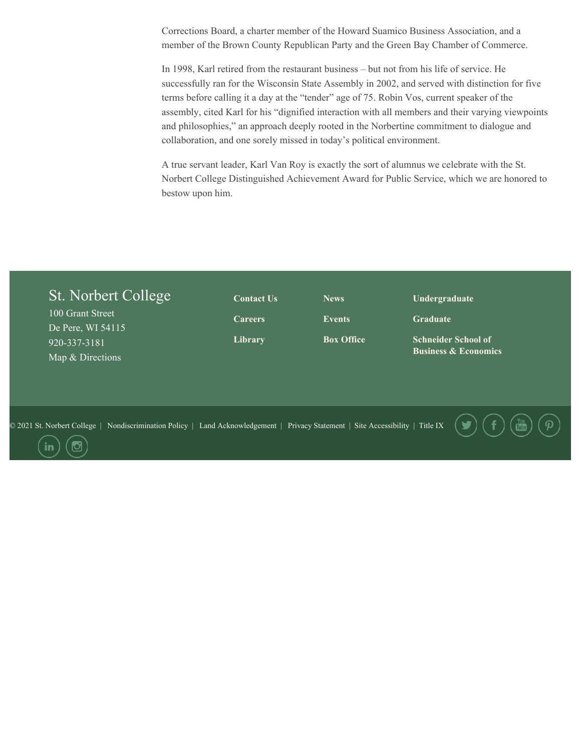Corrections Board, a charter member of the Howard Suamico Business Association, and a member of the Brown County Republican Party and the Green Bay Chamber of Commerce.

In 1998, Karl retired from the restaurant business – but not from his life of service. He successfully ran for the Wisconsin State Assembly in 2002, and served with distinction for five terms before calling it a day at the "tender" age of 75. Robin Vos, current speaker of the assembly, cited Karl for his "dignified interaction with all members and their varying viewpoints and philosophies," an approach deeply rooted in the Norbertine commitment to dialogue and collaboration, and one sorely missed in today's political environment.

A true servant leader, Karl Van Roy is exactly the sort of alumnus we celebrate with the St. Norbert College Distinguished Achievement Award for Public Service, which we are honored to bestow upon him.

St. Norbert College
100 Grant Street
De Pere, WI 54115
920-337-3181
Map & Directions

**Contact Us**
**Careers**
**Library**
**News**
**Events**
**Box Office**
**Undergraduate**
**Graduate**
**Schneider School of Business & Economics**

© 2021 St. Norbert College | Nondiscrimination Policy | Land Acknowledgement | Privacy Statement | Site Accessibility | Title IX